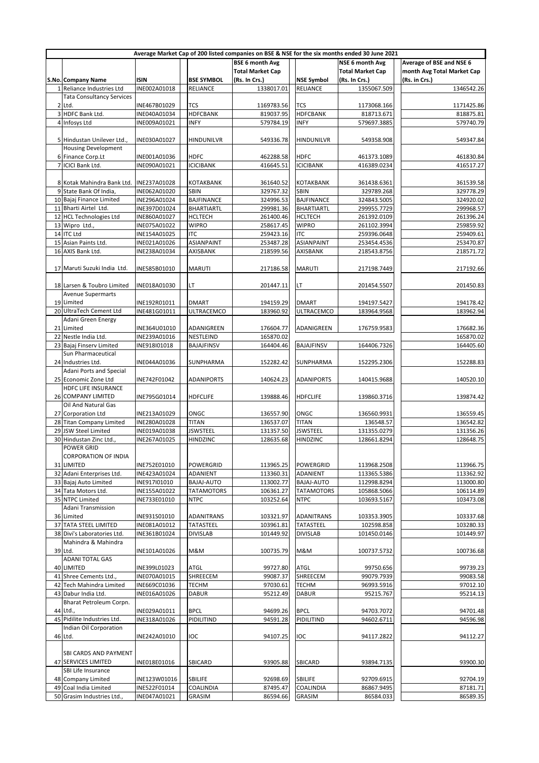Average Market Cap of 200 listed companies on BSE & NSE for the six months ended 30 June 2021

| S.No. | Company Name | ISIN | BSE SYMBOL | BSE 6 month Avg Total Market Cap (Rs. In Crs.) | NSE Symbol | NSE 6 month Avg Total Market Cap (Rs. In Crs.) | Average of BSE and NSE 6 month Avg Total Market Cap (Rs. in Crs.) |
|---|---|---|---|---|---|---|---|
| 1 | Reliance Industries Ltd | INE002A01018 | RELIANCE | 1338017.01 | RELIANCE | 1355067.509 | 1346542.26 |
| 2 | Tata Consultancy Services Ltd. | INE467B01029 | TCS | 1169783.56 | TCS | 1173068.166 | 1171425.86 |
| 3 | HDFC Bank Ltd. | INE040A01034 | HDFCBANK | 819037.95 | HDFCBANK | 818713.671 | 818875.81 |
| 4 | Infosys Ltd | INE009A01021 | INFY | 579784.19 | INFY | 579697.3885 | 579740.79 |
| 5 | Hindustan Unilever Ltd., | INE030A01027 | HINDUNILVR | 549336.78 | HINDUNILVR | 549358.908 | 549347.84 |
| 6 | Housing Development Finance Corp.Lt | INE001A01036 | HDFC | 462288.58 | HDFC | 461373.1089 | 461830.84 |
| 7 | ICICI Bank Ltd. | INE090A01021 | ICICIBANK | 416645.51 | ICICIBANK | 416389.0234 | 416517.27 |
| 8 | Kotak Mahindra Bank Ltd. | INE237A01028 | KOTAKBANK | 361640.52 | KOTAKBANK | 361438.6361 | 361539.58 |
| 9 | State Bank Of India, | INE062A01020 | SBIN | 329767.32 | SBIN | 329789.268 | 329778.29 |
| 10 | Bajaj Finance Limited | INE296A01024 | BAJFINANCE | 324996.53 | BAJFINANCE | 324843.5005 | 324920.02 |
| 11 | Bharti Airtel Ltd. | INE397D01024 | BHARTIARTL | 299981.36 | BHARTIARTL | 299955.7729 | 299968.57 |
| 12 | HCL Technologies Ltd | INE860A01027 | HCLTECH | 261400.46 | HCLTECH | 261392.0109 | 261396.24 |
| 13 | Wipro Ltd., | INE075A01022 | WIPRO | 258617.45 | WIPRO | 261102.3994 | 259859.92 |
| 14 | ITC Ltd | INE154A01025 | ITC | 259423.16 | ITC | 259396.0648 | 259409.61 |
| 15 | Asian Paints Ltd. | INE021A01026 | ASIANPAINT | 253487.28 | ASIANPAINT | 253454.4536 | 253470.87 |
| 16 | AXIS Bank Ltd. | INE238A01034 | AXISBANK | 218599.56 | AXISBANK | 218543.8756 | 218571.72 |
| 17 | Maruti Suzuki India Ltd. | INE585B01010 | MARUTI | 217186.58 | MARUTI | 217198.7449 | 217192.66 |
| 18 | Larsen & Toubro Limited | INE018A01030 | LT | 201447.11 | LT | 201454.5507 | 201450.83 |
| 19 | Avenue Supermarts Limited | INE192R01011 | DMART | 194159.29 | DMART | 194197.5427 | 194178.42 |
| 20 | UltraTech Cement Ltd | INE481G01011 | ULTRACEMCO | 183960.92 | ULTRACEMCO | 183964.9568 | 183962.94 |
| 21 | Adani Green Energy Limited | INE364U01010 | ADANIGREEN | 176604.77 | ADANIGREEN | 176759.9583 | 176682.36 |
| 22 | Nestle India Ltd. | INE239A01016 | NESTLEIND | 165870.02 | | | 165870.02 |
| 23 | Bajaj Finserv Limited | INE918I01018 | BAJAJFINSV | 164404.46 | BAJAJFINSV | 164406.7326 | 164405.60 |
| 24 | Sun Pharmaceutical Industries Ltd. | INE044A01036 | SUNPHARMA | 152282.42 | SUNPHARMA | 152295.2306 | 152288.83 |
| 25 | Adani Ports and Special Economic Zone Ltd | INE742F01042 | ADANIPORTS | 140624.23 | ADANIPORTS | 140415.9688 | 140520.10 |
| 26 | HDFC LIFE INSURANCE COMPANY LIMITED | INE795G01014 | HDFCLIFE | 139888.46 | HDFCLIFE | 139860.3716 | 139874.42 |
| 27 | Oil And Natural Gas Corporation Ltd | INE213A01029 | ONGC | 136557.90 | ONGC | 136560.9931 | 136559.45 |
| 28 | Titan Company Limited | INE280A01028 | TITAN | 136537.07 | TITAN | 136548.57 | 136542.82 |
| 29 | JSW Steel Limited | INE019A01038 | JSWSTEEL | 131357.50 | JSWSTEEL | 131355.0279 | 131356.26 |
| 30 | Hindustan Zinc Ltd., | INE267A01025 | HINDZINC | 128635.68 | HINDZINC | 128661.8294 | 128648.75 |
| 31 | POWER GRID CORPORATION OF INDIA LIMITED | INE752E01010 | POWERGRID | 113965.25 | POWERGRID | 113968.2508 | 113966.75 |
| 32 | Adani Enterprises Ltd. | INE423A01024 | ADANIENT | 113360.31 | ADANIENT | 113365.5386 | 113362.92 |
| 33 | Bajaj Auto Limited | INE917I01010 | BAJAJ-AUTO | 113002.77 | BAJAJ-AUTO | 112998.8294 | 113000.80 |
| 34 | Tata Motors Ltd. | INE155A01022 | TATAMOTORS | 106361.27 | TATAMOTORS | 105868.5066 | 106114.89 |
| 35 | NTPC Limited | INE733E01010 | NTPC | 103252.64 | NTPC | 103693.5167 | 103473.08 |
| 36 | Adani Transmission Limited | INE931S01010 | ADANITRANS | 103321.97 | ADANITRANS | 103353.3905 | 103337.68 |
| 37 | TATA STEEL LIMITED | INE081A01012 | TATASTEEL | 103961.81 | TATASTEEL | 102598.858 | 103280.33 |
| 38 | Divi's Laboratories Ltd. | INE361B01024 | DIVISLAB | 101449.92 | DIVISLAB | 101450.0146 | 101449.97 |
| 39 | Mahindra & Mahindra Ltd. | INE101A01026 | M&M | 100735.79 | M&M | 100737.5732 | 100736.68 |
| 40 | ADANI TOTAL GAS LIMITED | INE399L01023 | ATGL | 99727.80 | ATGL | 99750.656 | 99739.23 |
| 41 | Shree Cements Ltd., | INE070A01015 | SHREECEM | 99087.37 | SHREECEM | 99079.7939 | 99083.58 |
| 42 | Tech Mahindra Limited | INE669C01036 | TECHM | 97030.61 | TECHM | 96993.5916 | 97012.10 |
| 43 | Dabur India Ltd. | INE016A01026 | DABUR | 95212.49 | DABUR | 95215.767 | 95214.13 |
| 44 | Bharat Petroleum Corpn. Ltd., | INE029A01011 | BPCL | 94699.26 | BPCL | 94703.7072 | 94701.48 |
| 45 | Pidilite Industries Ltd. | INE318A01026 | PIDILITIND | 94591.28 | PIDILITIND | 94602.6711 | 94596.98 |
| 46 | Indian Oil Corporation Ltd. | INE242A01010 | IOC | 94107.25 | IOC | 94117.2822 | 94112.27 |
| 47 | SBI CARDS AND PAYMENT SERVICES LIMITED | INE018E01016 | SBICARD | 93905.88 | SBICARD | 93894.7135 | 93900.30 |
| 48 | SBI Life Insurance Company Limited | INE123W01016 | SBILIFE | 92698.69 | SBILIFE | 92709.6915 | 92704.19 |
| 49 | Coal India Limited | INE522F01014 | COALINDIA | 87495.47 | COALINDIA | 86867.9495 | 87181.71 |
| 50 | Grasim Industries Ltd., | INE047A01021 | GRASIM | 86594.66 | GRASIM | 86584.033 | 86589.35 |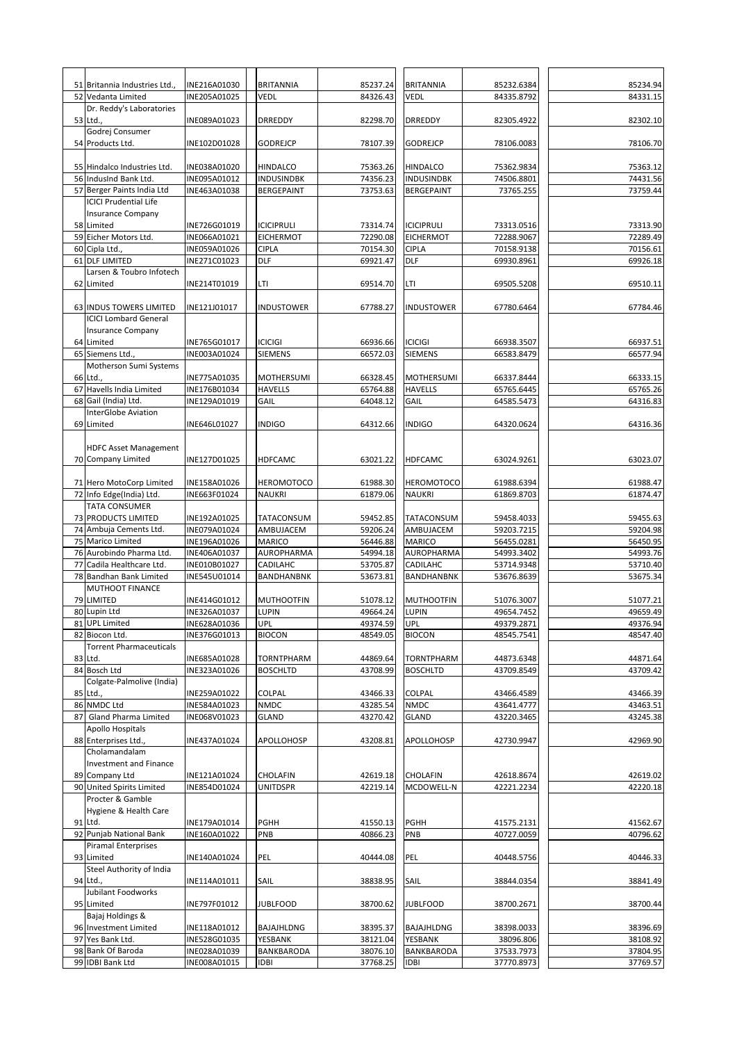| | | | | | | | |
|---|---|---|---|---|---|---|---|
| 51 | Britannia Industries Ltd., | INE216A01030 | BRITANNIA | 85237.24 | BRITANNIA | 85232.6384 | 85234.94 |
| 52 | Vedanta Limited | INE205A01025 | VEDL | 84326.43 | VEDL | 84335.8792 | 84331.15 |
| 53 | Dr. Reddy's Laboratories Ltd., | INE089A01023 | DRREDDY | 82298.70 | DRREDDY | 82305.4922 | 82302.10 |
| 54 | Godrej Consumer Products Ltd. | INE102D01028 | GODREJCP | 78107.39 | GODREJCP | 78106.0083 | 78106.70 |
| 55 | Hindalco Industries Ltd. | INE038A01020 | HINDALCO | 75363.26 | HINDALCO | 75362.9834 | 75363.12 |
| 56 | IndusInd Bank Ltd. | INE095A01012 | INDUSINDBK | 74356.23 | INDUSINDBK | 74506.8801 | 74431.56 |
| 57 | Berger Paints India Ltd | INE463A01038 | BERGEPAINT | 73753.63 | BERGEPAINT | 73765.255 | 73759.44 |
| 58 | ICICI Prudential Life Insurance Company Limited | INE726G01019 | ICICIPRULI | 73314.74 | ICICIPRULI | 73313.0516 | 73313.90 |
| 59 | Eicher Motors Ltd. | INE066A01021 | EICHERMOT | 72290.08 | EICHERMOT | 72288.9067 | 72289.49 |
| 60 | Cipla Ltd., | INE059A01026 | CIPLA | 70154.30 | CIPLA | 70158.9138 | 70156.61 |
| 61 | DLF LIMITED | INE271C01023 | DLF | 69921.47 | DLF | 69930.8961 | 69926.18 |
| 62 | Larsen & Toubro Infotech Limited | INE214T01019 | LTI | 69514.70 | LTI | 69505.5208 | 69510.11 |
| 63 | INDUS TOWERS LIMITED | INE121J01017 | INDUSTOWER | 67788.27 | INDUSTOWER | 67780.6464 | 67784.46 |
| 64 | ICICI Lombard General Insurance Company Limited | INE765G01017 | ICICIGI | 66936.66 | ICICIGI | 66938.3507 | 66937.51 |
| 65 | Siemens Ltd., | INE003A01024 | SIEMENS | 66572.03 | SIEMENS | 66583.8479 | 66577.94 |
| 66 | Motherson Sumi Systems Ltd., | INE775A01035 | MOTHERSUMI | 66328.45 | MOTHERSUMI | 66337.8444 | 66333.15 |
| 67 | Havells India Limited | INE176B01034 | HAVELLS | 65764.88 | HAVELLS | 65765.6445 | 65765.26 |
| 68 | Gail (India) Ltd. | INE129A01019 | GAIL | 64048.12 | GAIL | 64585.5473 | 64316.83 |
| 69 | InterGlobe Aviation Limited | INE646L01027 | INDIGO | 64312.66 | INDIGO | 64320.0624 | 64316.36 |
| 70 | HDFC Asset Management Company Limited | INE127D01025 | HDFCAMC | 63021.22 | HDFCAMC | 63024.9261 | 63023.07 |
| 71 | Hero MotoCorp Limited | INE158A01026 | HEROMOTOCO | 61988.30 | HEROMOTOCO | 61988.6394 | 61988.47 |
| 72 | Info Edge(India) Ltd. | INE663F01024 | NAUKRI | 61879.06 | NAUKRI | 61869.8703 | 61874.47 |
| 73 | TATA CONSUMER PRODUCTS LIMITED | INE192A01025 | TATACONSUM | 59452.85 | TATACONSUM | 59458.4033 | 59455.63 |
| 74 | Ambuja Cements Ltd. | INE079A01024 | AMBUJACEM | 59206.24 | AMBUJACEM | 59203.7215 | 59204.98 |
| 75 | Marico Limited | INE196A01026 | MARICO | 56446.88 | MARICO | 56455.0281 | 56450.95 |
| 76 | Aurobindo Pharma Ltd. | INE406A01037 | AUROPHARMA | 54994.18 | AUROPHARMA | 54993.3402 | 54993.76 |
| 77 | Cadila Healthcare Ltd. | INE010B01027 | CADILAHC | 53705.87 | CADILAHC | 53714.9348 | 53710.40 |
| 78 | Bandhan Bank Limited | INE545U01014 | BANDHANBNK | 53673.81 | BANDHANBNK | 53676.8639 | 53675.34 |
| 79 | MUTHOOT FINANCE LIMITED | INE414G01012 | MUTHOOTFIN | 51078.12 | MUTHOOTFIN | 51076.3007 | 51077.21 |
| 80 | Lupin Ltd | INE326A01037 | LUPIN | 49664.24 | LUPIN | 49654.7452 | 49659.49 |
| 81 | UPL Limited | INE628A01036 | UPL | 49374.59 | UPL | 49379.2871 | 49376.94 |
| 82 | Biocon Ltd. | INE376G01013 | BIOCON | 48549.05 | BIOCON | 48545.7541 | 48547.40 |
| 83 | Torrent Pharmaceuticals Ltd. | INE685A01028 | TORNTPHARM | 44869.64 | TORNTPHARM | 44873.6348 | 44871.64 |
| 84 | Bosch Ltd | INE323A01026 | BOSCHLTD | 43708.99 | BOSCHLTD | 43709.8549 | 43709.42 |
| 85 | Colgate-Palmolive (India) Ltd., | INE259A01022 | COLPAL | 43466.33 | COLPAL | 43466.4589 | 43466.39 |
| 86 | NMDC Ltd | INE584A01023 | NMDC | 43285.54 | NMDC | 43641.4777 | 43463.51 |
| 87 | Gland Pharma Limited | INE068V01023 | GLAND | 43270.42 | GLAND | 43220.3465 | 43245.38 |
| 88 | Apollo Hospitals Enterprises Ltd., | INE437A01024 | APOLLOHOSP | 43208.81 | APOLLOHOSP | 42730.9947 | 42969.90 |
| 89 | Cholamandalam Investment and Finance Company Ltd | INE121A01024 | CHOLAFIN | 42619.18 | CHOLAFIN | 42618.8674 | 42619.02 |
| 90 | United Spirits Limited | INE854D01024 | UNITDSPR | 42219.14 | MCDOWELL-N | 42221.2234 | 42220.18 |
| 91 | Procter & Gamble Hygiene & Health Care Ltd. | INE179A01014 | PGHH | 41550.13 | PGHH | 41575.2131 | 41562.67 |
| 92 | Punjab National Bank | INE160A01022 | PNB | 40866.23 | PNB | 40727.0059 | 40796.62 |
| 93 | Piramal Enterprises Limited | INE140A01024 | PEL | 40444.08 | PEL | 40448.5756 | 40446.33 |
| 94 | Steel Authority of India Ltd., | INE114A01011 | SAIL | 38838.95 | SAIL | 38844.0354 | 38841.49 |
| 95 | Jubilant Foodworks Limited | INE797F01012 | JUBLFOOD | 38700.62 | JUBLFOOD | 38700.2671 | 38700.44 |
| 96 | Bajaj Holdings & Investment Limited | INE118A01012 | BAJAJHLDNG | 38395.37 | BAJAJHLDNG | 38398.0033 | 38396.69 |
| 97 | Yes Bank Ltd. | INE528G01035 | YESBANK | 38121.04 | YESBANK | 38096.806 | 38108.92 |
| 98 | Bank Of Baroda | INE028A01039 | BANKBARODA | 38076.10 | BANKBARODA | 37533.7973 | 37804.95 |
| 99 | IDBI Bank Ltd | INE008A01015 | IDBI | 37768.25 | IDBI | 37770.8973 | 37769.57 |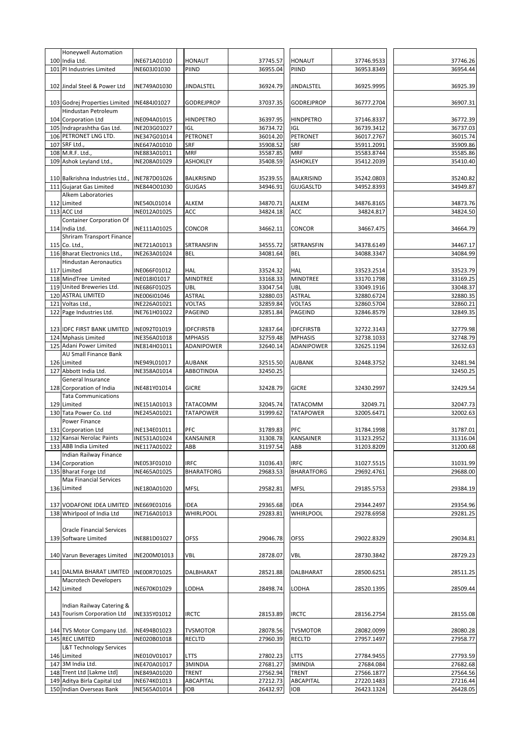| | | | | | | | |
|---|---|---|---|---|---|---|---|
| 100 | Honeywell Automation India Ltd. | INE671A01010 | HONAUT | 37745.57 | HONAUT | 37746.9533 | 37746.26 |
| 101 | PI Industries Limited | INE603J01030 | PIIND | 36955.04 | PIIND | 36953.8349 | 36954.44 |
| 102 | Jindal Steel & Power Ltd | INE749A01030 | JINDALSTEL | 36924.79 | JINDALSTEL | 36925.9995 | 36925.39 |
| 103 | Godrej Properties Limited | INE484J01027 | GODREJPROP | 37037.35 | GODREJPROP | 36777.2704 | 36907.31 |
| 104 | Hindustan Petroleum Corporation Ltd | INE094A01015 | HINDPETRO | 36397.95 | HINDPETRO | 37146.8337 | 36772.39 |
| 105 | Indraprashtha Gas Ltd. | INE203G01027 | IGL | 36734.72 | IGL | 36739.3412 | 36737.03 |
| 106 | PETRONET LNG LTD. | INE347G01014 | PETRONET | 36014.20 | PETRONET | 36017.2767 | 36015.74 |
| 107 | SRF Ltd., | INE647A01010 | SRF | 35908.52 | SRF | 35911.2091 | 35909.86 |
| 108 | M.R.F. Ltd., | INE883A01011 | MRF | 35587.85 | MRF | 35583.8744 | 35585.86 |
| 109 | Ashok Leyland Ltd., | INE208A01029 | ASHOKLEY | 35408.59 | ASHOKLEY | 35412.2039 | 35410.40 |
| 110 | Balkrishna Industries Ltd., | INE787D01026 | BALKRISIND | 35239.55 | BALKRISIND | 35242.0803 | 35240.82 |
| 111 | Gujarat Gas Limited | INE844O01030 | GUJGAS | 34946.91 | GUJGASLTD | 34952.8393 | 34949.87 |
| 112 | Alkem Laboratories Limited | INE540L01014 | ALKEM | 34870.71 | ALKEM | 34876.8165 | 34873.76 |
| 113 | ACC Ltd | INE012A01025 | ACC | 34824.18 | ACC | 34824.817 | 34824.50 |
| 114 | Container Corporation Of India Ltd. | INE111A01025 | CONCOR | 34662.11 | CONCOR | 34667.475 | 34664.79 |
| 115 | Shriram Transport Finance Co. Ltd., | INE721A01013 | SRTRANSFIN | 34555.72 | SRTRANSFIN | 34378.6149 | 34467.17 |
| 116 | Bharat Electronics Ltd., | INE263A01024 | BEL | 34081.64 | BEL | 34088.3347 | 34084.99 |
| 117 | Hindustan Aeronautics Limited | INE066F01012 | HAL | 33524.32 | HAL | 33523.2514 | 33523.79 |
| 118 | MindTree Limited | INE018I01017 | MINDTREE | 33168.33 | MINDTREE | 33170.1798 | 33169.25 |
| 119 | United Breweries Ltd. | INE686F01025 | UBL | 33047.54 | UBL | 33049.1916 | 33048.37 |
| 120 | ASTRAL LIMITED | INE006I01046 | ASTRAL | 32880.03 | ASTRAL | 32880.6724 | 32880.35 |
| 121 | Voltas Ltd., | INE226A01021 | VOLTAS | 32859.84 | VOLTAS | 32860.5704 | 32860.21 |
| 122 | Page Industries Ltd. | INE761H01022 | PAGEIND | 32851.84 | PAGEIND | 32846.8579 | 32849.35 |
| 123 | IDFC FIRST BANK LIMITED | INE092T01019 | IDFCFIRSTB | 32837.64 | IDFCFIRSTB | 32722.3143 | 32779.98 |
| 124 | Mphasis Limited | INE356A01018 | MPHASIS | 32759.48 | MPHASIS | 32738.1033 | 32748.79 |
| 125 | Adani Power Limited | INE814H01011 | ADANIPOWER | 32640.14 | ADANIPOWER | 32625.1194 | 32632.63 |
| 126 | AU Small Finance Bank Limited | INE949L01017 | AUBANK | 32515.50 | AUBANK | 32448.3752 | 32481.94 |
| 127 | Abbott India Ltd. | INE358A01014 | ABBOTINDIA | 32450.25 | | | 32450.25 |
| 128 | General Insurance Corporation of India | INE481Y01014 | GICRE | 32428.79 | GICRE | 32430.2997 | 32429.54 |
| 129 | Tata Communications Limited | INE151A01013 | TATACOMM | 32045.74 | TATACOMM | 32049.71 | 32047.73 |
| 130 | Tata Power Co. Ltd | INE245A01021 | TATAPOWER | 31999.62 | TATAPOWER | 32005.6471 | 32002.63 |
| 131 | Power Finance Corporation Ltd | INE134E01011 | PFC | 31789.83 | PFC | 31784.1998 | 31787.01 |
| 132 | Kansai Nerolac Paints | INE531A01024 | KANSAINER | 31308.78 | KANSAINER | 31323.2952 | 31316.04 |
| 133 | ABB India Limited | INE117A01022 | ABB | 31197.54 | ABB | 31203.8209 | 31200.68 |
| 134 | Indian Railway Finance Corporation | INE053F01010 | IRFC | 31036.43 | IRFC | 31027.5515 | 31031.99 |
| 135 | Bharat Forge Ltd | INE465A01025 | BHARATFORG | 29683.53 | BHARATFORG | 29692.4761 | 29688.00 |
| 136 | Max Financial Services Limited | INE180A01020 | MFSL | 29582.81 | MFSL | 29185.5753 | 29384.19 |
| 137 | VODAFONE IDEA LIMITED | INE669E01016 | IDEA | 29365.68 | IDEA | 29344.2497 | 29354.96 |
| 138 | Whirlpool of India Ltd | INE716A01013 | WHIRLPOOL | 29283.81 | WHIRLPOOL | 29278.6958 | 29281.25 |
| 139 | Oracle Financial Services Software Limited | INE881D01027 | OFSS | 29046.78 | OFSS | 29022.8329 | 29034.81 |
| 140 | Varun Beverages Limited | INE200M01013 | VBL | 28728.07 | VBL | 28730.3842 | 28729.23 |
| 141 | DALMIA BHARAT LIMITED | INE00R701025 | DALBHARAT | 28521.88 | DALBHARAT | 28500.6251 | 28511.25 |
| 142 | Macrotech Developers Limited | INE670K01029 | LODHA | 28498.74 | LODHA | 28520.1395 | 28509.44 |
| 143 | Indian Railway Catering & Tourism Corporation Ltd | INE335Y01012 | IRCTC | 28153.89 | IRCTC | 28156.2754 | 28155.08 |
| 144 | TVS Motor Company Ltd. | INE494B01023 | TVSMOTOR | 28078.56 | TVSMOTOR | 28082.0099 | 28080.28 |
| 145 | REC LIMITED | INE020B01018 | RECLTD | 27960.39 | RECLTD | 27957.1497 | 27958.77 |
| 146 | L&T Technology Services Limited | INE010V01017 | LTTS | 27802.23 | LTTS | 27784.9455 | 27793.59 |
| 147 | 3M India Ltd. | INE470A01017 | 3MINDIA | 27681.27 | 3MINDIA | 27684.084 | 27682.68 |
| 148 | Trent Ltd [Lakme Ltd] | INE849A01020 | TRENT | 27562.94 | TRENT | 27566.1877 | 27564.56 |
| 149 | Aditya Birla Capital Ltd | INE674K01013 | ABCAPITAL | 27212.73 | ABCAPITAL | 27220.1483 | 27216.44 |
| 150 | Indian Overseas Bank | INE565A01014 | IOB | 26432.97 | IOB | 26423.1324 | 26428.05 |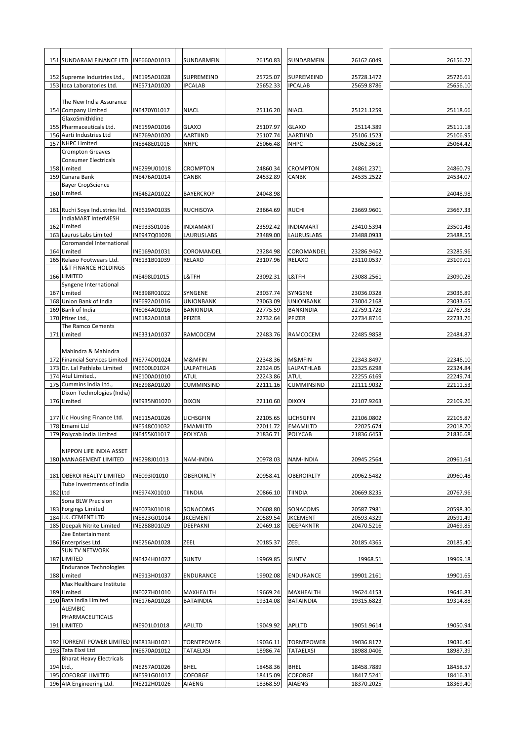| | | | | | | | |
|---|---|---|---|---|---|---|---|
| 151 | SUNDARAM FINANCE LTD | INE660A01013 | SUNDARMFIN | 26150.83 | SUNDARMFIN | 26162.6049 | 26156.72 |
| 152 | Supreme Industries Ltd., | INE195A01028 | SUPREMEIND | 25725.07 | SUPREMEIND | 25728.1472 | 25726.61 |
| 153 | Ipca Laboratories Ltd. | INE571A01020 | IPCALAB | 25652.33 | IPCALAB | 25659.8786 | 25656.10 |
| 154 | The New India Assurance Company Limited | INE470Y01017 | NIACL | 25116.20 | NIACL | 25121.1259 | 25118.66 |
| 155 | GlaxoSmithkline Pharmaceuticals Ltd. | INE159A01016 | GLAXO | 25107.97 | GLAXO | 25114.389 | 25111.18 |
| 156 | Aarti Industries Ltd | INE769A01020 | AARTIIND | 25107.74 | AARTIIND | 25106.1523 | 25106.95 |
| 157 | NHPC Limited | INE848E01016 | NHPC | 25066.48 | NHPC | 25062.3618 | 25064.42 |
| 158 | Crompton Greaves Consumer Electricals Limited | INE299U01018 | CROMPTON | 24860.34 | CROMPTON | 24861.2371 | 24860.79 |
| 159 | Canara Bank | INE476A01014 | CANBK | 24532.89 | CANBK | 24535.2522 | 24534.07 |
| 160 | Bayer CropScience Limited. | INE462A01022 | BAYERCROP | 24048.98 | | | 24048.98 |
| 161 | Ruchi Soya Industries ltd. | INE619A01035 | RUCHISOYA | 23664.69 | RUCHI | 23669.9601 | 23667.33 |
| 162 | IndiaMART InterMESH Limited | INE933S01016 | INDIAMART | 23592.42 | INDIAMART | 23410.5394 | 23501.48 |
| 163 | Laurus Labs Limited | INE947Q01028 | LAURUSLABS | 23489.00 | LAURUSLABS | 23488.0933 | 23488.55 |
| 164 | Coromandel International Limited | INE169A01031 | COROMANDEL | 23284.98 | COROMANDEL | 23286.9462 | 23285.96 |
| 165 | Relaxo Footwears Ltd. | INE131B01039 | RELAXO | 23107.96 | RELAXO | 23110.0537 | 23109.01 |
| 166 | L&T FINANCE HOLDINGS LIMITED | INE498L01015 | L&TFH | 23092.31 | L&TFH | 23088.2561 | 23090.28 |
| 167 | Syngene International Limited | INE398R01022 | SYNGENE | 23037.74 | SYNGENE | 23036.0328 | 23036.89 |
| 168 | Union Bank of India | INE692A01016 | UNIONBANK | 23063.09 | UNIONBANK | 23004.2168 | 23033.65 |
| 169 | Bank of India | INE084A01016 | BANKINDIA | 22775.59 | BANKINDIA | 22759.1728 | 22767.38 |
| 170 | Pfizer Ltd., | INE182A01018 | PFIZER | 22732.64 | PFIZER | 22734.8716 | 22733.76 |
| 171 | The Ramco Cements Limited | INE331A01037 | RAMCOCEM | 22483.76 | RAMCOCEM | 22485.9858 | 22484.87 |
| 172 | Mahindra & Mahindra Financial Services Limited | INE774D01024 | M&MFIN | 22348.36 | M&MFIN | 22343.8497 | 22346.10 |
| 173 | Dr. Lal Pathlabs Limited | INE600L01024 | LALPATHLAB | 22324.05 | LALPATHLAB | 22325.6298 | 22324.84 |
| 174 | Atul Limited., | INE100A01010 | ATUL | 22243.86 | ATUL | 22255.6169 | 22249.74 |
| 175 | Cummins India Ltd., | INE298A01020 | CUMMINSIND | 22111.16 | CUMMINSIND | 22111.9032 | 22111.53 |
| 176 | Dixon Technologies (India) Limited | INE935N01020 | DIXON | 22110.60 | DIXON | 22107.9263 | 22109.26 |
| 177 | Lic Housing Finance Ltd. | INE115A01026 | LICHSGFIN | 22105.65 | LICHSGFIN | 22106.0802 | 22105.87 |
| 178 | Emami Ltd | INE548C01032 | EMAMILTD | 22011.72 | EMAMILTD | 22025.674 | 22018.70 |
| 179 | Polycab India Limited | INE455K01017 | POLYCAB | 21836.71 | POLYCAB | 21836.6453 | 21836.68 |
| 180 | NIPPON LIFE INDIA ASSET MANAGEMENT LIMITED | INE298J01013 | NAM-INDIA | 20978.03 | NAM-INDIA | 20945.2564 | 20961.64 |
| 181 | OBEROI REALTY LIMITED | INE093I01010 | OBEROIRLTY | 20958.41 | OBEROIRLTY | 20962.5482 | 20960.48 |
| 182 | Tube Investments of India Ltd | INE974X01010 | TIINDIA | 20866.10 | TIINDIA | 20669.8235 | 20767.96 |
| 183 | Sona BLW Precision Forgings Limited | INE073K01018 | SONACOMS | 20608.80 | SONACOMS | 20587.7981 | 20598.30 |
| 184 | J.K. CEMENT LTD | INE823G01014 | JKCEMENT | 20589.54 | JKCEMENT | 20593.4329 | 20591.49 |
| 185 | Deepak Nitrite Limited | INE288B01029 | DEEPAKNI | 20469.18 | DEEPAKNTR | 20470.5216 | 20469.85 |
| 186 | Zee Entertainment Enterprises Ltd. | INE256A01028 | ZEEL | 20185.37 | ZEEL | 20185.4365 | 20185.40 |
| 187 | SUN TV NETWORK LIMITED | INE424H01027 | SUNTV | 19969.85 | SUNTV | 19968.51 | 19969.18 |
| 188 | Endurance Technologies Limited | INE913H01037 | ENDURANCE | 19902.08 | ENDURANCE | 19901.2161 | 19901.65 |
| 189 | Max Healthcare Institute Limited | INE027H01010 | MAXHEALTH | 19669.24 | MAXHEALTH | 19624.4153 | 19646.83 |
| 190 | Bata India Limited | INE176A01028 | BATAINDIA | 19314.08 | BATAINDIA | 19315.6823 | 19314.88 |
| 191 | ALEMBIC PHARMACEUTICALS LIMITED | INE901L01018 | APLLTD | 19049.92 | APLLTD | 19051.9614 | 19050.94 |
| 192 | TORRENT POWER LIMITED | INE813H01021 | TORNTPOWER | 19036.11 | TORNTPOWER | 19036.8172 | 19036.46 |
| 193 | Tata Elxsi Ltd | INE670A01012 | TATAELXSI | 18986.74 | TATAELXSI | 18988.0406 | 18987.39 |
| 194 | Bharat Heavy Electricals Ltd., | INE257A01026 | BHEL | 18458.36 | BHEL | 18458.7889 | 18458.57 |
| 195 | COFORGE LIMITED | INE591G01017 | COFORGE | 18415.09 | COFORGE | 18417.5241 | 18416.31 |
| 196 | AIA Engineering Ltd. | INE212H01026 | AIAENG | 18368.59 | AIAENG | 18370.2025 | 18369.40 |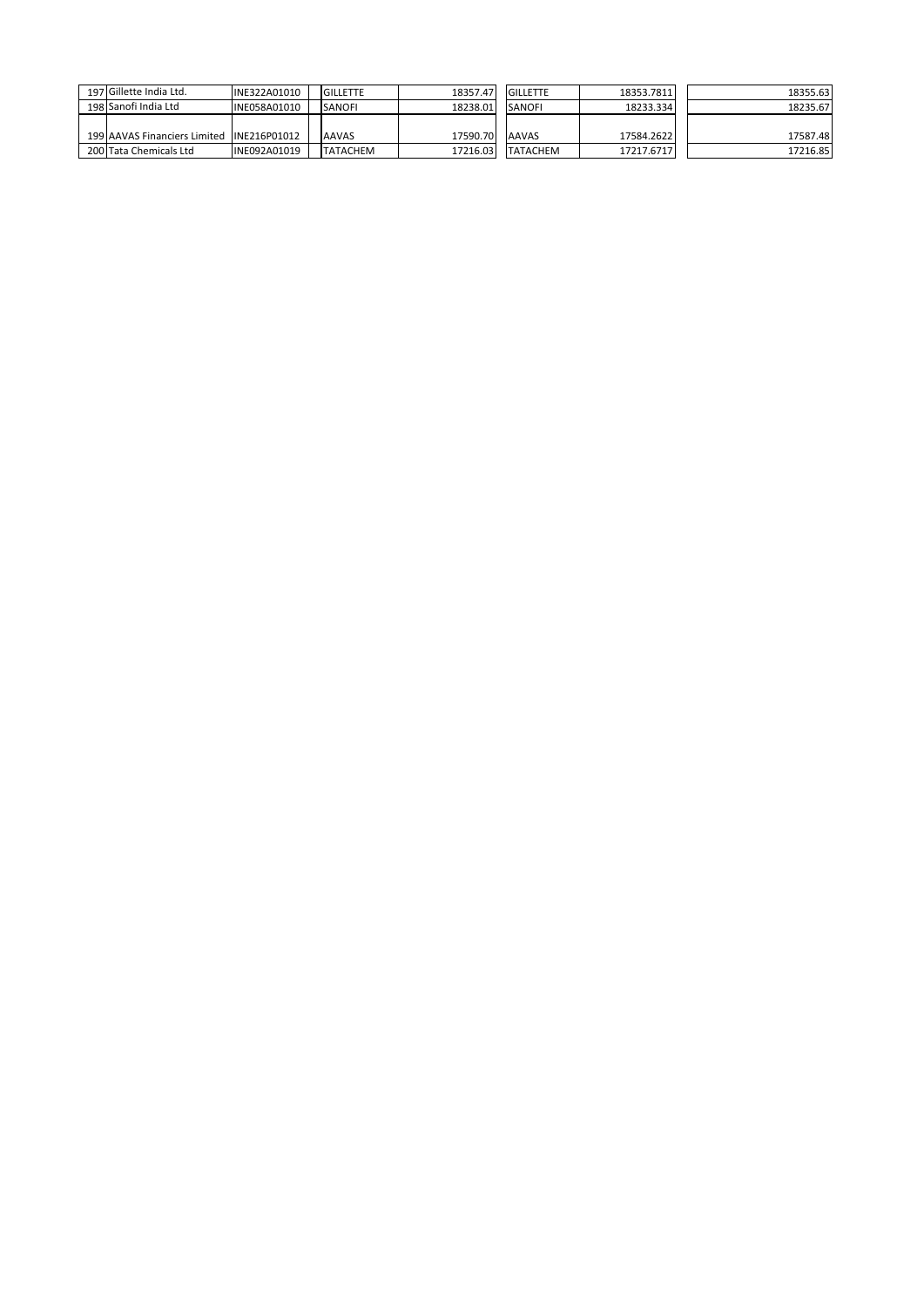| | | | | | | | | |
|---|---|---|---|---|---|---|---|---|
| 197 | Gillette India Ltd. | INE322A01010 | | GILLETTE | 18357.47 | GILLETTE | 18353.7811 | 18355.63 |
| 198 | Sanofi India Ltd | INE058A01010 | | SANOFI | 18238.01 | SANOFI | 18233.334 | 18235.67 |
| 199 | AAVAS Financiers Limited | INE216P01012 | | AAVAS | 17590.70 | AAVAS | 17584.2622 | 17587.48 |
| 200 | Tata Chemicals Ltd | INE092A01019 | | TATACHEM | 17216.03 | TATACHEM | 17217.6717 | 17216.85 |